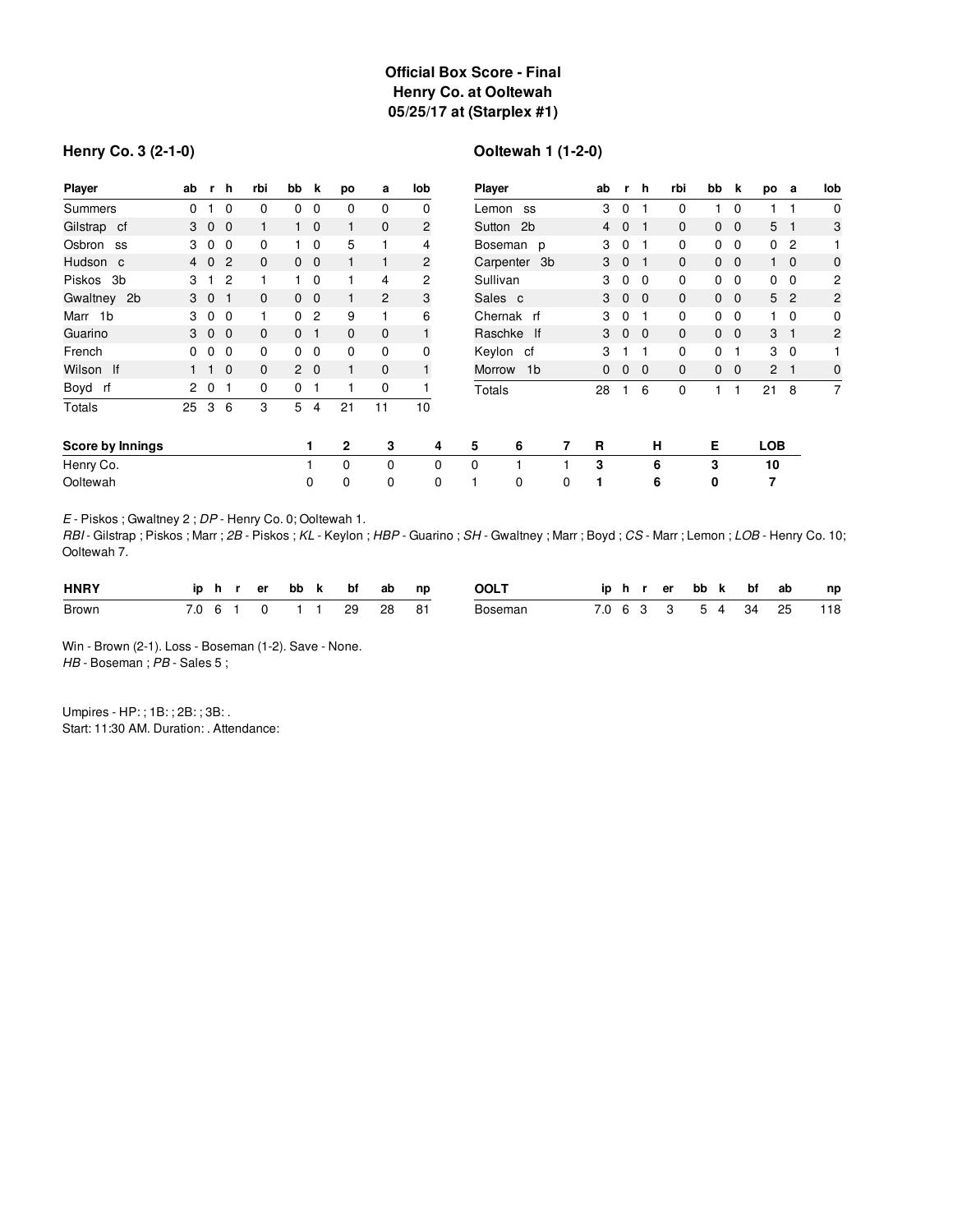## Official Box Score - Final
## Henry Co. at Ooltewah
## 05/25/17 at (Starplex #1)

### Henry Co. 3 (2-1-0)

| Player | ab | r | h | rbi | bb | k | po | a | lob |
|---|---|---|---|---|---|---|---|---|---|
| Summers | 0 | 1 | 0 | 0 | 0 | 0 | 0 | 0 | 0 |
| Gilstrap cf | 3 | 0 | 0 | 1 | 1 | 0 | 1 | 0 | 2 |
| Osbron ss | 3 | 0 | 0 | 0 | 1 | 0 | 5 | 1 | 4 |
| Hudson c | 4 | 0 | 2 | 0 | 0 | 0 | 1 | 1 | 2 |
| Piskos 3b | 3 | 1 | 2 | 1 | 1 | 0 | 1 | 4 | 2 |
| Gwaltney 2b | 3 | 0 | 1 | 0 | 0 | 0 | 1 | 2 | 3 |
| Marr 1b | 3 | 0 | 0 | 1 | 0 | 2 | 9 | 1 | 6 |
| Guarino | 3 | 0 | 0 | 0 | 0 | 1 | 0 | 0 | 1 |
| French | 0 | 0 | 0 | 0 | 0 | 0 | 0 | 0 | 0 |
| Wilson lf | 1 | 1 | 0 | 0 | 2 | 0 | 1 | 0 | 1 |
| Boyd rf | 2 | 0 | 1 | 0 | 0 | 1 | 1 | 0 | 1 |
| Totals | 25 | 3 | 6 | 3 | 5 | 4 | 21 | 11 | 10 |

### Ooltewah 1 (1-2-0)

| Player | ab | r | h | rbi | bb | k | po | a | lob |
|---|---|---|---|---|---|---|---|---|---|
| Lemon ss | 3 | 0 | 1 | 0 | 1 | 0 | 1 | 1 | 0 |
| Sutton 2b | 4 | 0 | 1 | 0 | 0 | 0 | 5 | 1 | 3 |
| Boseman p | 3 | 0 | 1 | 0 | 0 | 0 | 0 | 2 | 1 |
| Carpenter 3b | 3 | 0 | 1 | 0 | 0 | 0 | 1 | 0 | 0 |
| Sullivan | 3 | 0 | 0 | 0 | 0 | 0 | 0 | 0 | 2 |
| Sales c | 3 | 0 | 0 | 0 | 0 | 0 | 5 | 2 | 2 |
| Chernak rf | 3 | 0 | 1 | 0 | 0 | 0 | 1 | 0 | 0 |
| Raschke lf | 3 | 0 | 0 | 0 | 0 | 0 | 3 | 1 | 2 |
| Keylon cf | 3 | 1 | 1 | 0 | 0 | 1 | 3 | 0 | 1 |
| Morrow 1b | 0 | 0 | 0 | 0 | 0 | 0 | 2 | 1 | 0 |
| Totals | 28 | 1 | 6 | 0 | 1 | 1 | 21 | 8 | 7 |

| Score by Innings | 1 | 2 | 3 | 4 | 5 | 6 | 7 | R | H | E | LOB |
|---|---|---|---|---|---|---|---|---|---|---|---|
| Henry Co. | 1 | 0 | 0 | 0 | 0 | 1 | 1 | 3 | 6 | 3 | 10 |
| Ooltewah | 0 | 0 | 0 | 0 | 1 | 0 | 0 | 1 | 6 | 0 | 7 |

*E* - Piskos ; Gwaltney 2 ; *DP* - Henry Co. 0; Ooltewah 1.
*RBI* - Gilstrap ; Piskos ; Marr ; *2B* - Piskos ; *KL* - Keylon ; *HBP* - Guarino ; *SH* - Gwaltney ; Marr ; Boyd ; *CS* - Marr ; Lemon ; *LOB* - Henry Co. 10; Ooltewah 7.

| HNRY | ip | h | r | er | bb | k | bf | ab | np |
|---|---|---|---|---|---|---|---|---|---|
| Brown | 7.0 | 6 | 1 | 0 | 1 | 1 | 29 | 28 | 81 |

| OOLT | ip | h | r | er | bb | k | bf | ab | np |
|---|---|---|---|---|---|---|---|---|---|
| Boseman | 7.0 | 6 | 3 | 3 | 5 | 4 | 34 | 25 | 118 |

Win - Brown (2-1). Loss - Boseman (1-2). Save - None.
*HB* - Boseman ; *PB* - Sales 5 ;

Umpires - HP: ; 1B: ; 2B: ; 3B: .
Start: 11:30 AM. Duration: . Attendance: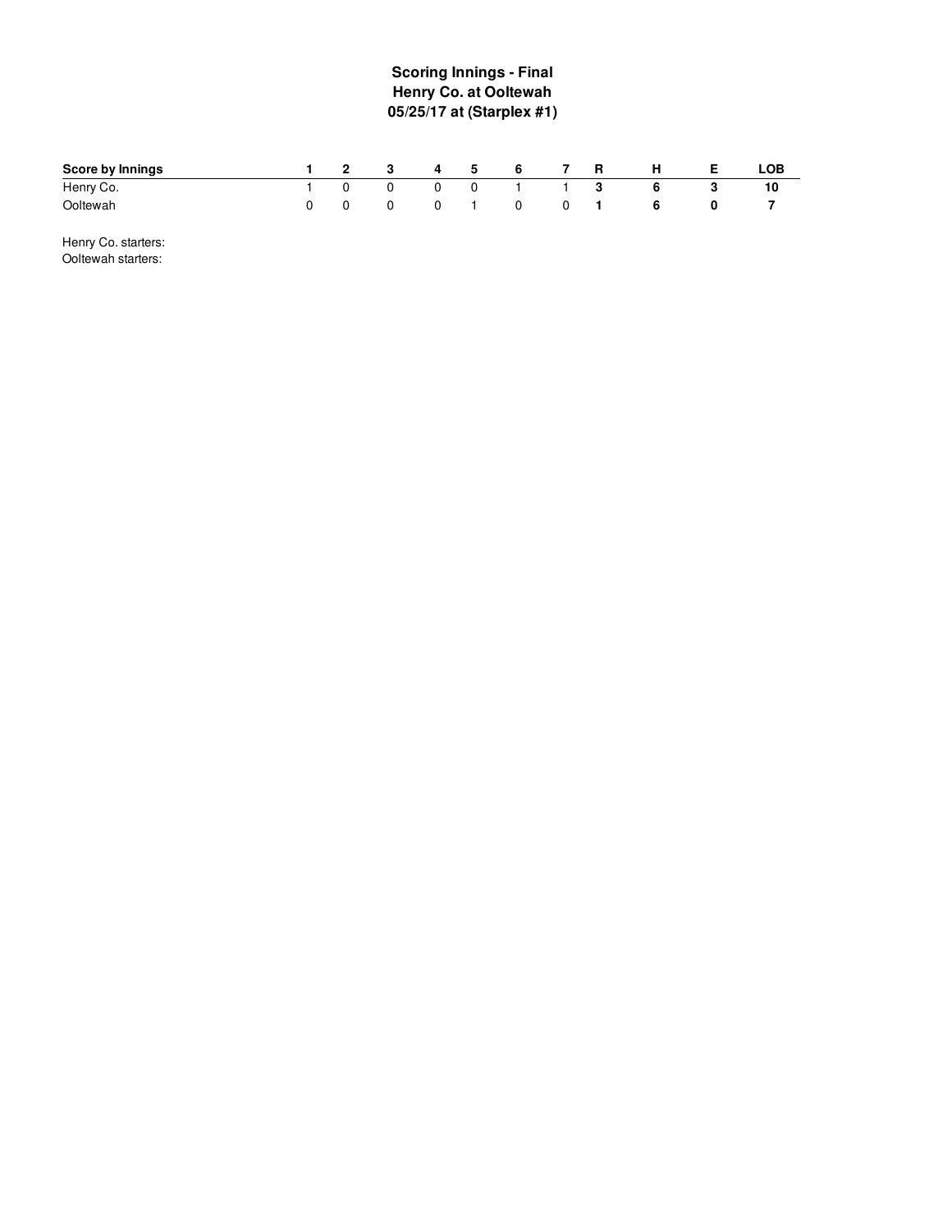# Scoring Innings - Final
## Henry Co. at Ooltewah
## 05/25/17 at (Starplex #1)

| Score by Innings | 1 | 2 | 3 | 4 | 5 | 6 | 7 | R | H | E | LOB |
|---|---|---|---|---|---|---|---|---|---|---|---|
| Henry Co. | 1 | 0 | 0 | 0 | 0 | 1 | 1 | **3** | **6** | **3** | **10** |
| Ooltewah | 0 | 0 | 0 | 0 | 1 | 0 | 0 | **1** | **6** | **0** | **7** |

Henry Co. starters:
Ooltewah starters: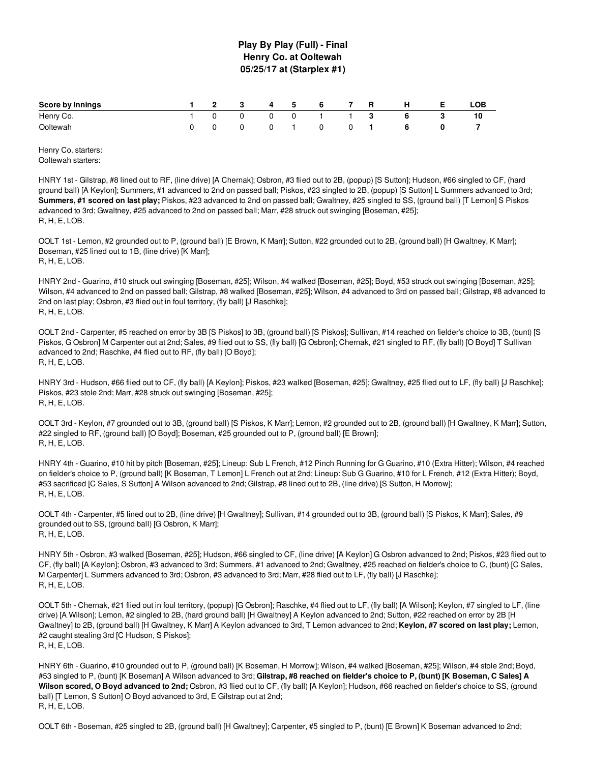# Play By Play (Full) - Final
## Henry Co. at Ooltewah
### 05/25/17 at (Starplex #1)

| Score by Innings | 1 | 2 | 3 | 4 | 5 | 6 | 7 | R | H | E | LOB |
|---|---|---|---|---|---|---|---|---|---|---|---|
| Henry Co. | 1 | 0 | 0 | 0 | 0 | 1 | 1 | 3 | 6 | 3 | 10 |
| Ooltewah | 0 | 0 | 0 | 0 | 1 | 0 | 0 | 1 | 6 | 0 | 7 |

Henry Co. starters:
Ooltewah starters:

HNRY 1st - Gilstrap, #8 lined out to RF, (line drive) [A Chernak]; Osbron, #3 flied out to 2B, (popup) [S Sutton]; Hudson, #66 singled to CF, (hard ground ball) [A Keylon]; Summers, #1 advanced to 2nd on passed ball; Piskos, #23 singled to 2B, (popup) [S Sutton] L Summers advanced to 3rd; **Summers, #1 scored on last play;** Piskos, #23 advanced to 2nd on passed ball; Gwaltney, #25 singled to SS, (ground ball) [T Lemon] S Piskos advanced to 3rd; Gwaltney, #25 advanced to 2nd on passed ball; Marr, #28 struck out swinging [Boseman, #25];
R, H, E, LOB.

OOLT 1st - Lemon, #2 grounded out to P, (ground ball) [E Brown, K Marr]; Sutton, #22 grounded out to 2B, (ground ball) [H Gwaltney, K Marr]; Boseman, #25 lined out to 1B, (line drive) [K Marr];
R, H, E, LOB.

HNRY 2nd - Guarino, #10 struck out swinging [Boseman, #25]; Wilson, #4 walked [Boseman, #25]; Boyd, #53 struck out swinging [Boseman, #25]; Wilson, #4 advanced to 2nd on passed ball; Gilstrap, #8 walked [Boseman, #25]; Wilson, #4 advanced to 3rd on passed ball; Gilstrap, #8 advanced to 2nd on last play; Osbron, #3 flied out in foul territory, (fly ball) [J Raschke];
R, H, E, LOB.

OOLT 2nd - Carpenter, #5 reached on error by 3B [S Piskos] to 3B, (ground ball) [S Piskos]; Sullivan, #14 reached on fielder's choice to 3B, (bunt) [S Piskos, G Osbron] M Carpenter out at 2nd; Sales, #9 flied out to SS, (fly ball) [G Osbron]; Chernak, #21 singled to RF, (fly ball) [O Boyd] T Sullivan advanced to 2nd; Raschke, #4 flied out to RF, (fly ball) [O Boyd];
R, H, E, LOB.

HNRY 3rd - Hudson, #66 flied out to CF, (fly ball) [A Keylon]; Piskos, #23 walked [Boseman, #25]; Gwaltney, #25 flied out to LF, (fly ball) [J Raschke]; Piskos, #23 stole 2nd; Marr, #28 struck out swinging [Boseman, #25];
R, H, E, LOB.

OOLT 3rd - Keylon, #7 grounded out to 3B, (ground ball) [S Piskos, K Marr]; Lemon, #2 grounded out to 2B, (ground ball) [H Gwaltney, K Marr]; Sutton, #22 singled to RF, (ground ball) [O Boyd]; Boseman, #25 grounded out to P, (ground ball) [E Brown];
R, H, E, LOB.

HNRY 4th - Guarino, #10 hit by pitch [Boseman, #25]; Lineup: Sub L French, #12 Pinch Running for G Guarino, #10 (Extra Hitter); Wilson, #4 reached on fielder's choice to P, (ground ball) [K Boseman, T Lemon] L French out at 2nd; Lineup: Sub G Guarino, #10 for L French, #12 (Extra Hitter); Boyd, #53 sacrificed [C Sales, S Sutton] A Wilson advanced to 2nd; Gilstrap, #8 lined out to 2B, (line drive) [S Sutton, H Morrow];
R, H, E, LOB.

OOLT 4th - Carpenter, #5 lined out to 2B, (line drive) [H Gwaltney]; Sullivan, #14 grounded out to 3B, (ground ball) [S Piskos, K Marr]; Sales, #9 grounded out to SS, (ground ball) [G Osbron, K Marr];
R, H, E, LOB.

HNRY 5th - Osbron, #3 walked [Boseman, #25]; Hudson, #66 singled to CF, (line drive) [A Keylon] G Osbron advanced to 2nd; Piskos, #23 flied out to CF, (fly ball) [A Keylon]; Osbron, #3 advanced to 3rd; Summers, #1 advanced to 2nd; Gwaltney, #25 reached on fielder's choice to C, (bunt) [C Sales, M Carpenter] L Summers advanced to 3rd; Osbron, #3 advanced to 3rd; Marr, #28 flied out to LF, (fly ball) [J Raschke];
R, H, E, LOB.

OOLT 5th - Chernak, #21 flied out in foul territory, (popup) [G Osbron]; Raschke, #4 flied out to LF, (fly ball) [A Wilson]; Keylon, #7 singled to LF, (line drive) [A Wilson]; Lemon, #2 singled to 2B, (hard ground ball) [H Gwaltney] A Keylon advanced to 2nd; Sutton, #22 reached on error by 2B [H Gwaltney] to 2B, (ground ball) [H Gwaltney, K Marr] A Keylon advanced to 3rd, T Lemon advanced to 2nd; **Keylon, #7 scored on last play;** Lemon, #2 caught stealing 3rd [C Hudson, S Piskos];
R, H, E, LOB.

HNRY 6th - Guarino, #10 grounded out to P, (ground ball) [K Boseman, H Morrow]; Wilson, #4 walked [Boseman, #25]; Wilson, #4 stole 2nd; Boyd, #53 singled to P, (bunt) [K Boseman] A Wilson advanced to 3rd; **Gilstrap, #8 reached on fielder's choice to P, (bunt) [K Boseman, C Sales] A Wilson scored, O Boyd advanced to 2nd;** Osbron, #3 flied out to CF, (fly ball) [A Keylon]; Hudson, #66 reached on fielder's choice to SS, (ground ball) [T Lemon, S Sutton] O Boyd advanced to 3rd, E Gilstrap out at 2nd;
R, H, E, LOB.

OOLT 6th - Boseman, #25 singled to 2B, (ground ball) [H Gwaltney]; Carpenter, #5 singled to P, (bunt) [E Brown] K Boseman advanced to 2nd;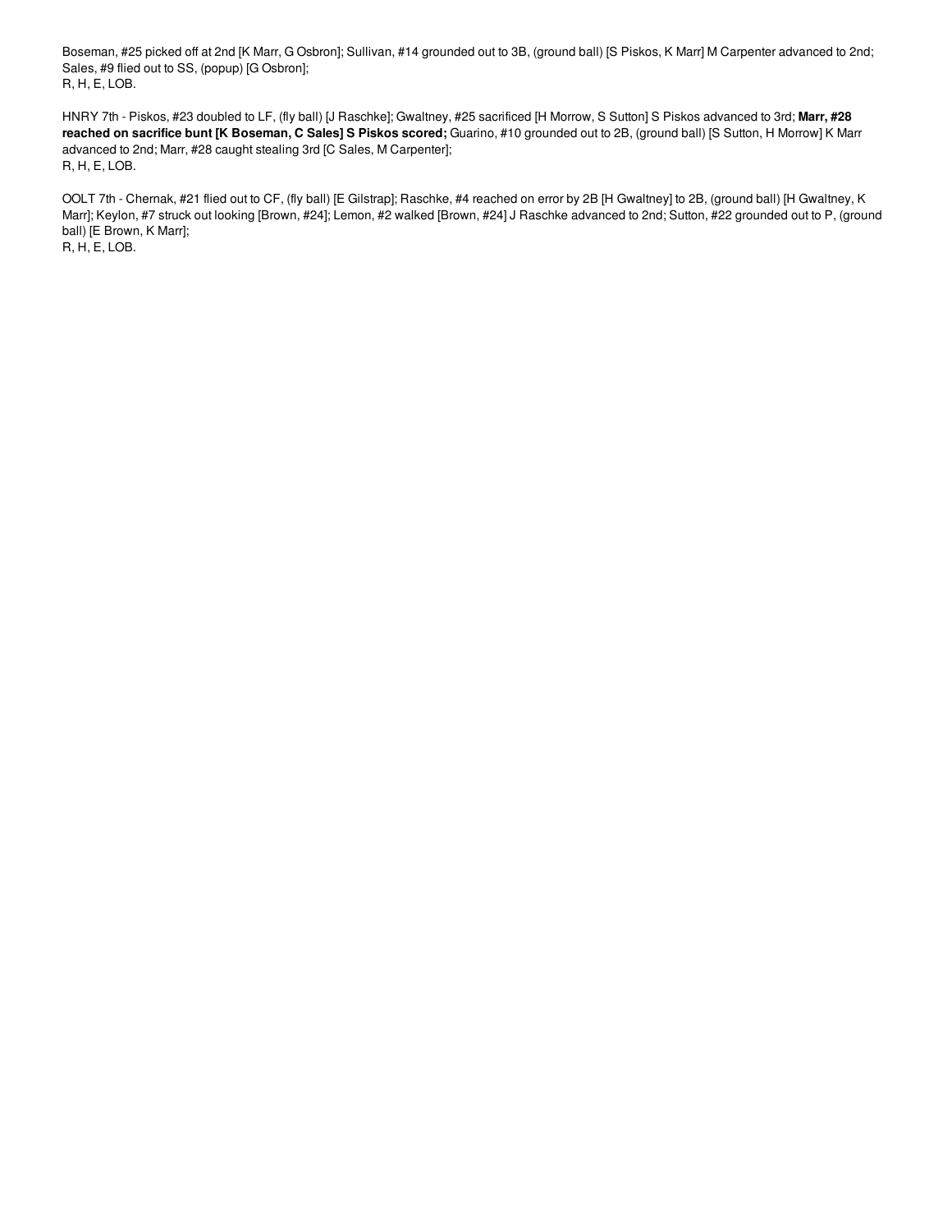Boseman, #25 picked off at 2nd [K Marr, G Osbron]; Sullivan, #14 grounded out to 3B, (ground ball) [S Piskos, K Marr] M Carpenter advanced to 2nd; Sales, #9 flied out to SS, (popup) [G Osbron];
R, H, E, LOB.

HNRY 7th - Piskos, #23 doubled to LF, (fly ball) [J Raschke]; Gwaltney, #25 sacrificed [H Morrow, S Sutton] S Piskos advanced to 3rd; **Marr, #28 reached on sacrifice bunt [K Boseman, C Sales] S Piskos scored;** Guarino, #10 grounded out to 2B, (ground ball) [S Sutton, H Morrow] K Marr advanced to 2nd; Marr, #28 caught stealing 3rd [C Sales, M Carpenter];
R, H, E, LOB.

OOLT 7th - Chernak, #21 flied out to CF, (fly ball) [E Gilstrap]; Raschke, #4 reached on error by 2B [H Gwaltney] to 2B, (ground ball) [H Gwaltney, K Marr]; Keylon, #7 struck out looking [Brown, #24]; Lemon, #2 walked [Brown, #24] J Raschke advanced to 2nd; Sutton, #22 grounded out to P, (ground ball) [E Brown, K Marr];
R, H, E, LOB.